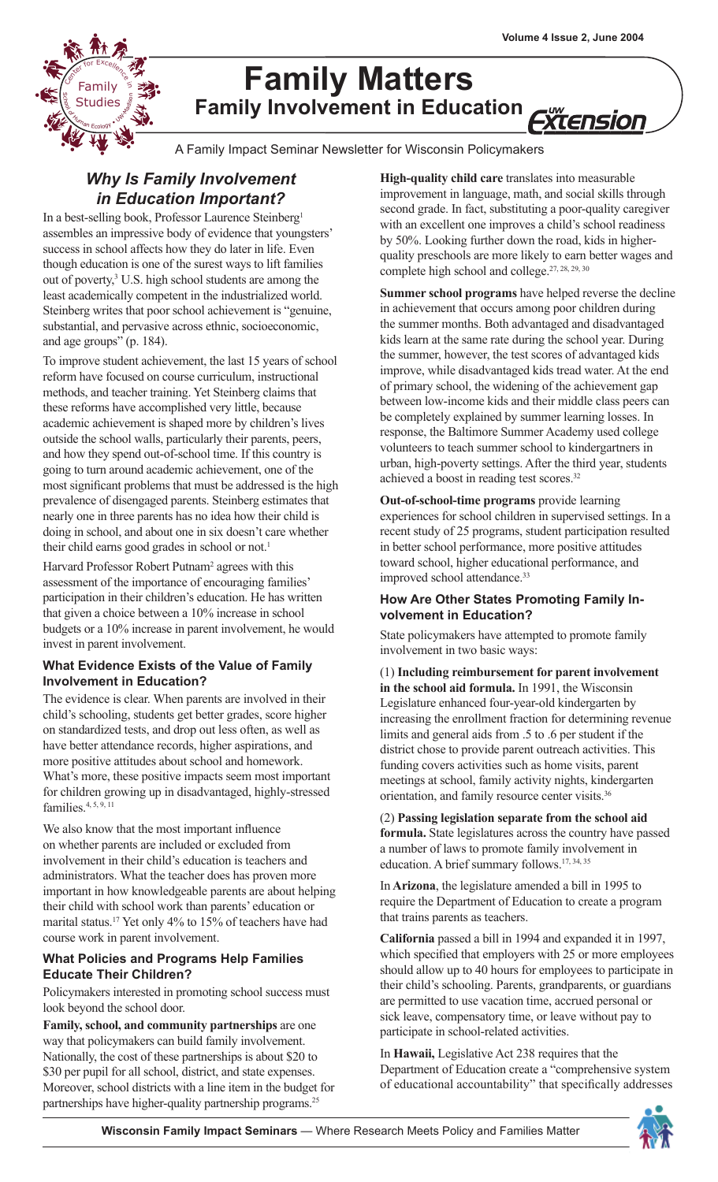# Family Matters

## Family Involvement in Education

A Family Impact Seminar Newsletter for Wisconsin Policymakers

## *Why Is Family Involvement in Education Important?*

In a best-selling book, Professor Laurence Steinberg[1] assembles an impressive body of evidence that youngsters' success in school affects how they do later in life. Even though education is one of the surest ways to lift families out of poverty,[3] U.S. high school students are among the least academically competent in the industrialized world. Steinberg writes that poor school achievement is "genuine, substantial, and pervasive across ethnic, socioeconomic, and age groups" (p. 184).

To improve student achievement, the last 15 years of school reform have focused on course curriculum, instructional methods, and teacher training. Yet Steinberg claims that these reforms have accomplished very little, because academic achievement is shaped more by children's lives outside the school walls, particularly their parents, peers, and how they spend out-of-school time. If this country is going to turn around academic achievement, one of the most significant problems that must be addressed is the high prevalence of disengaged parents. Steinberg estimates that nearly one in three parents has no idea how their child is doing in school, and about one in six doesn't care whether their child earns good grades in school or not.[1]

Harvard Professor Robert Putnam[2] agrees with this assessment of the importance of encouraging families' participation in their children's education. He has written that given a choice between a 10% increase in school budgets or a 10% increase in parent involvement, he would invest in parent involvement.

### What Evidence Exists of the Value of Family Involvement in Education?

The evidence is clear. When parents are involved in their child's schooling, students get better grades, score higher on standardized tests, and drop out less often, as well as have better attendance records, higher aspirations, and more positive attitudes about school and homework. What's more, these positive impacts seem most important for children growing up in disadvantaged, highly-stressed families.[4, 5, 9, 11]

We also know that the most important influence on whether parents are included or excluded from involvement in their child's education is teachers and administrators. What the teacher does has proven more important in how knowledgeable parents are about helping their child with school work than parents' education or marital status.[17] Yet only 4% to 15% of teachers have had course work in parent involvement.

### What Policies and Programs Help Families Educate Their Children?

Policymakers interested in promoting school success must look beyond the school door.

**Family, school, and community partnerships** are one way that policymakers can build family involvement. Nationally, the cost of these partnerships is about $20 to $30 per pupil for all school, district, and state expenses. Moreover, school districts with a line item in the budget for partnerships have higher-quality partnership programs.[25]

**High-quality child care** translates into measurable improvement in language, math, and social skills through second grade. In fact, substituting a poor-quality caregiver with an excellent one improves a child's school readiness by 50%. Looking further down the road, kids in higher-quality preschools are more likely to earn better wages and complete high school and college.[27, 28, 29, 30]

**Summer school programs** have helped reverse the decline in achievement that occurs among poor children during the summer months. Both advantaged and disadvantaged kids learn at the same rate during the school year. During the summer, however, the test scores of advantaged kids improve, while disadvantaged kids tread water. At the end of primary school, the widening of the achievement gap between low-income kids and their middle class peers can be completely explained by summer learning losses. In response, the Baltimore Summer Academy used college volunteers to teach summer school to kindergartners in urban, high-poverty settings. After the third year, students achieved a boost in reading test scores.[32]

**Out-of-school-time programs** provide learning experiences for school children in supervised settings. In a recent study of 25 programs, student participation resulted in better school performance, more positive attitudes toward school, higher educational performance, and improved school attendance.[33]

### How Are Other States Promoting Family Involvement in Education?

State policymakers have attempted to promote family involvement in two basic ways:

(1) **Including reimbursement for parent involvement in the school aid formula.** In 1991, the Wisconsin Legislature enhanced four-year-old kindergarten by increasing the enrollment fraction for determining revenue limits and general aids from .5 to .6 per student if the district chose to provide parent outreach activities. This funding covers activities such as home visits, parent meetings at school, family activity nights, kindergarten orientation, and family resource center visits.[36]

(2) **Passing legislation separate from the school aid formula.** State legislatures across the country have passed a number of laws to promote family involvement in education. A brief summary follows.[17, 34, 35]

In **Arizona**, the legislature amended a bill in 1995 to require the Department of Education to create a program that trains parents as teachers.

**California** passed a bill in 1994 and expanded it in 1997, which specified that employers with 25 or more employees should allow up to 40 hours for employees to participate in their child's schooling. Parents, grandparents, or guardians are permitted to use vacation time, accrued personal or sick leave, compensatory time, or leave without pay to participate in school-related activities.

In **Hawaii,** Legislative Act 238 requires that the Department of Education create a "comprehensive system of educational accountability" that specifically addresses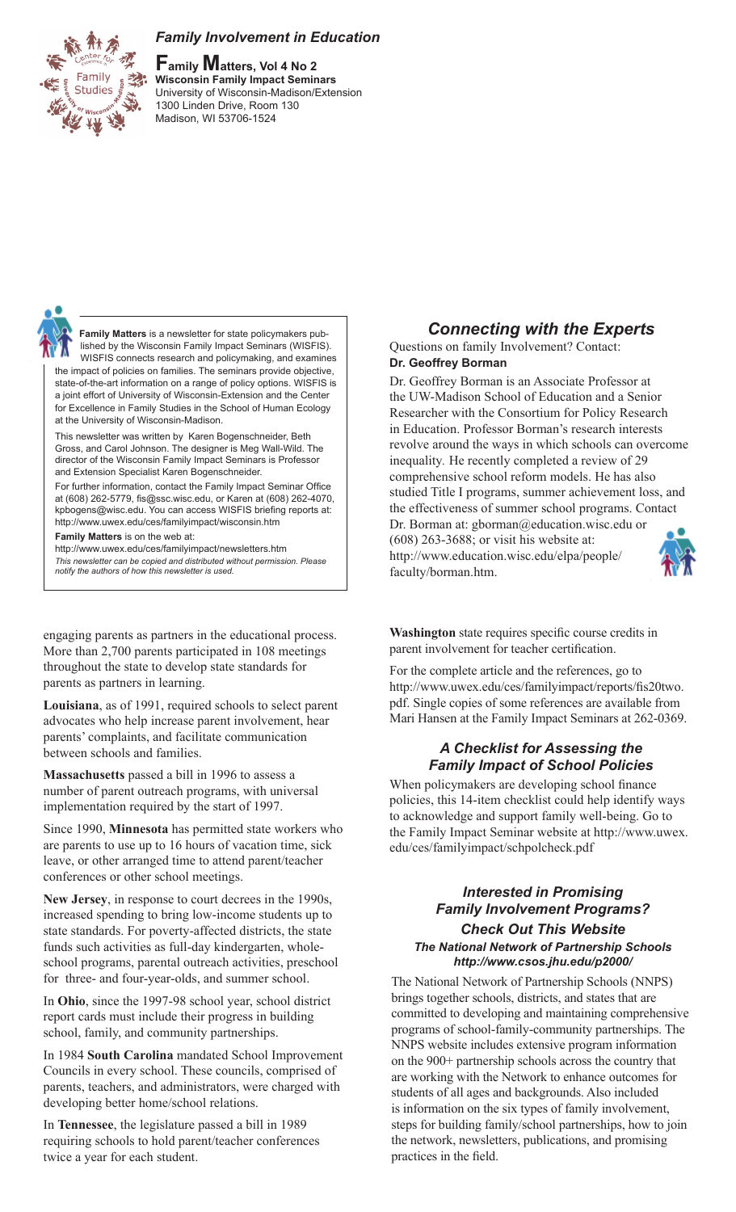### *Family Involvement in Education*

**Family Matters, Vol 4 No 2**
**Wisconsin Family Impact Seminars**
University of Wisconsin-Madison/Extension
1300 Linden Drive, Room 130
Madison, WI 53706-1524

**Family Matters** is a newsletter for state policymakers published by the Wisconsin Family Impact Seminars (WISFIS). WISFIS connects research and policymaking, and examines the impact of policies on families. The seminars provide objective, state-of-the-art information on a range of policy options. WISFIS is a joint effort of University of Wisconsin-Extension and the Center for Excellence in Family Studies in the School of Human Ecology at the University of Wisconsin-Madison.

This newsletter was written by Karen Bogenschneider, Beth Gross, and Carol Johnson. The designer is Meg Wall-Wild. The director of the Wisconsin Family Impact Seminars is Professor and Extension Specialist Karen Bogenschneider.

For further information, contact the Family Impact Seminar Office at (608) 262-5779, fis@ssc.wisc.edu, or Karen at (608) 262-4070, kpbogens@wisc.edu. You can access WISFIS briefing reports at: http://www.uwex.edu/ces/familyimpact/wisconsin.htm

**Family Matters** is on the web at:
http://www.uwex.edu/ces/familyimpact/newsletters.htm
*This newsletter can be copied and distributed without permission. Please notify the authors of how this newsletter is used.*

engaging parents as partners in the educational process. More than 2,700 parents participated in 108 meetings throughout the state to develop state standards for parents as partners in learning.

**Louisiana**, as of 1991, required schools to select parent advocates who help increase parent involvement, hear parents' complaints, and facilitate communication between schools and families.

**Massachusetts** passed a bill in 1996 to assess a number of parent outreach programs, with universal implementation required by the start of 1997.

Since 1990, **Minnesota** has permitted state workers who are parents to use up to 16 hours of vacation time, sick leave, or other arranged time to attend parent/teacher conferences or other school meetings.

**New Jersey**, in response to court decrees in the 1990s, increased spending to bring low-income students up to state standards. For poverty-affected districts, the state funds such activities as full-day kindergarten, whole-school programs, parental outreach activities, preschool for three- and four-year-olds, and summer school.

In **Ohio**, since the 1997-98 school year, school district report cards must include their progress in building school, family, and community partnerships.

In 1984 **South Carolina** mandated School Improvement Councils in every school. These councils, comprised of parents, teachers, and administrators, were charged with developing better home/school relations.

In **Tennessee**, the legislature passed a bill in 1989 requiring schools to hold parent/teacher conferences twice a year for each student.

**Washington** state requires specific course credits in parent involvement for teacher certification.

For the complete article and the references, go to http://www.uwex.edu/ces/familyimpact/reports/fis20two.pdf. Single copies of some references are available from Mari Hansen at the Family Impact Seminars at 262-0369.

## *Connecting with the Experts*

Questions on family Involvement? Contact:
**Dr. Geoffrey Borman**

Dr. Geoffrey Borman is an Associate Professor at the UW-Madison School of Education and a Senior Researcher with the Consortium for Policy Research in Education. Professor Borman's research interests revolve around the ways in which schools can overcome inequality. He recently completed a review of 29 comprehensive school reform models. He has also studied Title I programs, summer achievement loss, and the effectiveness of summer school programs. Contact Dr. Borman at: gborman@education.wisc.edu or (608) 263-3688; or visit his website at: http://www.education.wisc.edu/elpa/people/faculty/borman.htm.

### *A Checklist for Assessing the Family Impact of School Policies*

When policymakers are developing school finance policies, this 14-item checklist could help identify ways to acknowledge and support family well-being. Go to the Family Impact Seminar website at http://www.uwex.edu/ces/familyimpact/schpolcheck.pdf

### *Interested in Promising Family Involvement Programs? Check Out This Website*

***The National Network of Partnership Schools***
***http://www.csos.jhu.edu/p2000/***

The National Network of Partnership Schools (NNPS) brings together schools, districts, and states that are committed to developing and maintaining comprehensive programs of school-family-community partnerships. The NNPS website includes extensive program information on the 900+ partnership schools across the country that are working with the Network to enhance outcomes for students of all ages and backgrounds. Also included is information on the six types of family involvement, steps for building family/school partnerships, how to join the network, newsletters, publications, and promising practices in the field.